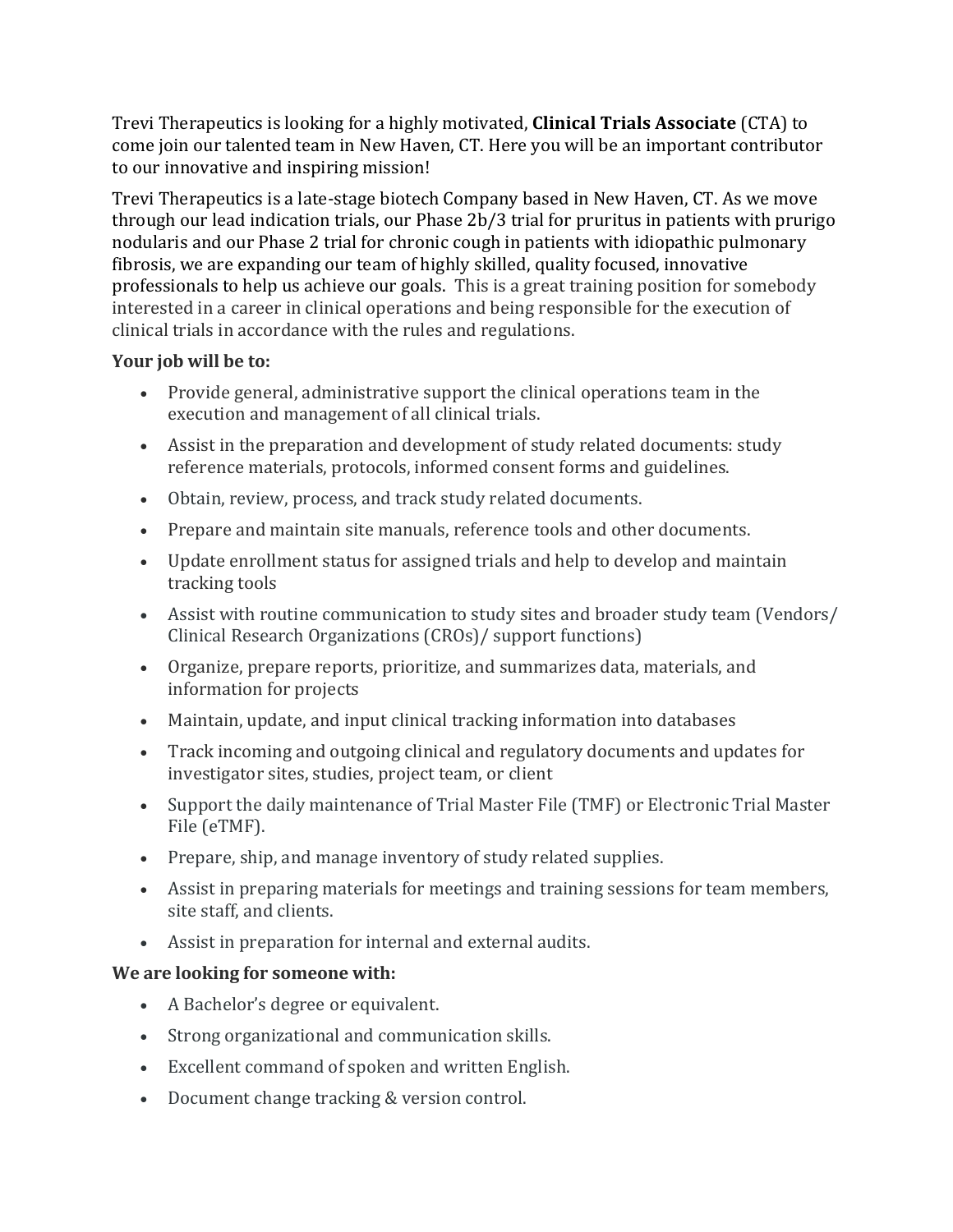Trevi Therapeutics is looking for a highly motivated, **Clinical Trials Associate** (CTA) to come join our talented team in New Haven, CT. Here you will be an important contributor to our innovative and inspiring mission!

Trevi Therapeutics is a late-stage biotech Company based in New Haven, CT. As we move through our lead indication trials, our Phase 2b/3 trial for pruritus in patients with prurigo nodularis and our Phase 2 trial for chronic cough in patients with idiopathic pulmonary fibrosis, we are expanding our team of highly skilled, quality focused, innovative professionals to help us achieve our goals. This is a great training position for somebody interested in a career in clinical operations and being responsible for the execution of clinical trials in accordance with the rules and regulations.

**Your job will be to:**

- Provide general, administrative support the clinical operations team in the execution and management of all clinical trials.
- Assist in the preparation and development of study related documents: study reference materials, protocols, informed consent forms and guidelines.
- Obtain, review, process, and track study related documents.
- Prepare and maintain site manuals, reference tools and other documents.
- Update enrollment status for assigned trials and help to develop and maintain tracking tools
- Assist with routine communication to study sites and broader study team (Vendors/ Clinical Research Organizations (CROs)/ support functions)
- Organize, prepare reports, prioritize, and summarizes data, materials, and information for projects
- Maintain, update, and input clinical tracking information into databases
- Track incoming and outgoing clinical and regulatory documents and updates for investigator sites, studies, project team, or client
- Support the daily maintenance of Trial Master File (TMF) or Electronic Trial Master File (eTMF).
- Prepare, ship, and manage inventory of study related supplies.
- Assist in preparing materials for meetings and training sessions for team members, site staff, and clients.
- Assist in preparation for internal and external audits.

**We are looking for someone with:**

- A Bachelor's degree or equivalent.
- Strong organizational and communication skills.
- Excellent command of spoken and written English.
- Document change tracking & version control.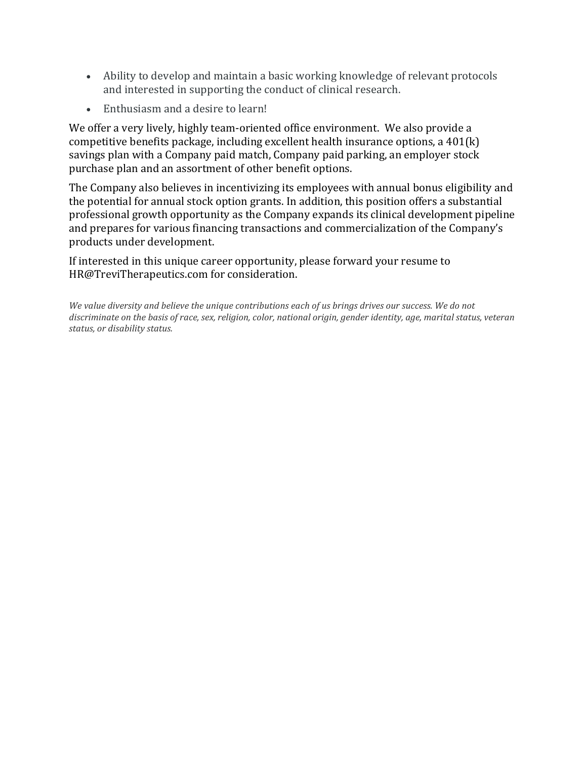- Ability to develop and maintain a basic working knowledge of relevant protocols and interested in supporting the conduct of clinical research.
- Enthusiasm and a desire to learn!

We offer a very lively, highly team-oriented office environment. We also provide a competitive benefits package, including excellent health insurance options, a 401(k) savings plan with a Company paid match, Company paid parking, an employer stock purchase plan and an assortment of other benefit options.

The Company also believes in incentivizing its employees with annual bonus eligibility and the potential for annual stock option grants. In addition, this position offers a substantial professional growth opportunity as the Company expands its clinical development pipeline and prepares for various financing transactions and commercialization of the Company's products under development.

If interested in this unique career opportunity, please forward your resume to HR@TreviTherapeutics.com for consideration.

*We value diversity and believe the unique contributions each of us brings drives our success. We do not discriminate on the basis of race, sex, religion, color, national origin, gender identity, age, marital status, veteran status, or disability status.*